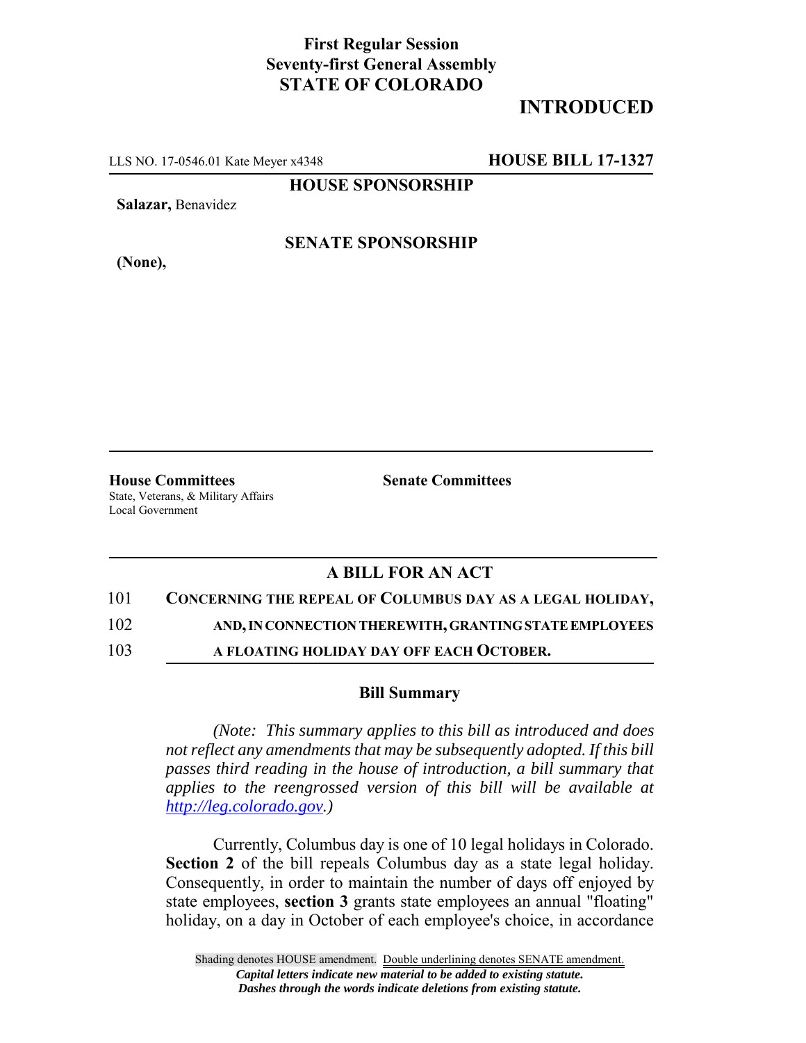**First Regular Session**
**Seventy-first General Assembly**
**STATE OF COLORADO**

# INTRODUCED

LLS NO. 17-0546.01 Kate Meyer x4348 **HOUSE BILL 17-1327**

**HOUSE SPONSORSHIP**

**Salazar,** Benavidez

**SENATE SPONSORSHIP**

**(None),**

**House Committees**
State, Veterans, & Military Affairs
Local Government

**Senate Committees**

## A BILL FOR AN ACT

101 **CONCERNING THE REPEAL OF COLUMBUS DAY AS A LEGAL HOLIDAY,**
102 **AND, IN CONNECTION THEREWITH, GRANTING STATE EMPLOYEES**
103 **A FLOATING HOLIDAY DAY OFF EACH OCTOBER.**

### Bill Summary

*(Note: This summary applies to this bill as introduced and does not reflect any amendments that may be subsequently adopted. If this bill passes third reading in the house of introduction, a bill summary that applies to the reengrossed version of this bill will be available at http://leg.colorado.gov.)*

Currently, Columbus day is one of 10 legal holidays in Colorado. **Section 2** of the bill repeals Columbus day as a state legal holiday. Consequently, in order to maintain the number of days off enjoyed by state employees, **section 3** grants state employees an annual "floating" holiday, on a day in October of each employee's choice, in accordance

Shading denotes HOUSE amendment. Double underlining denotes SENATE amendment.
*Capital letters indicate new material to be added to existing statute.*
*Dashes through the words indicate deletions from existing statute.*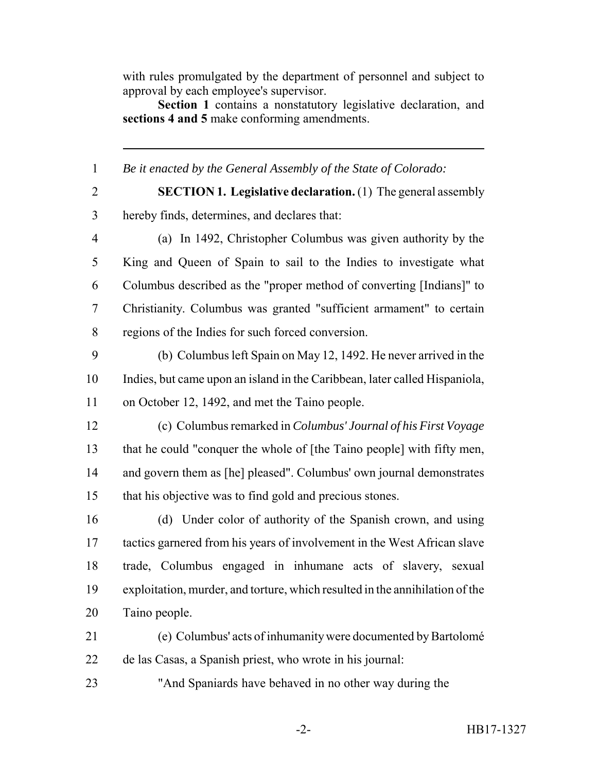with rules promulgated by the department of personnel and subject to approval by each employee's supervisor.

**Section 1** contains a nonstatutory legislative declaration, and **sections 4 and 5** make conforming amendments.

---

*Be it enacted by the General Assembly of the State of Colorado:*

**SECTION 1. Legislative declaration.** (1) The general assembly hereby finds, determines, and declares that:

(a) In 1492, Christopher Columbus was given authority by the King and Queen of Spain to sail to the Indies to investigate what Columbus described as the "proper method of converting [Indians]" to Christianity. Columbus was granted "sufficient armament" to certain regions of the Indies for such forced conversion.

(b) Columbus left Spain on May 12, 1492. He never arrived in the Indies, but came upon an island in the Caribbean, later called Hispaniola, on October 12, 1492, and met the Taino people.

(c) Columbus remarked in *Columbus' Journal of his First Voyage* that he could "conquer the whole of [the Taino people] with fifty men, and govern them as [he] pleased". Columbus' own journal demonstrates that his objective was to find gold and precious stones.

(d) Under color of authority of the Spanish crown, and using tactics garnered from his years of involvement in the West African slave trade, Columbus engaged in inhumane acts of slavery, sexual exploitation, murder, and torture, which resulted in the annihilation of the Taino people.

(e) Columbus' acts of inhumanity were documented by Bartolomé de las Casas, a Spanish priest, who wrote in his journal:

"And Spaniards have behaved in no other way during the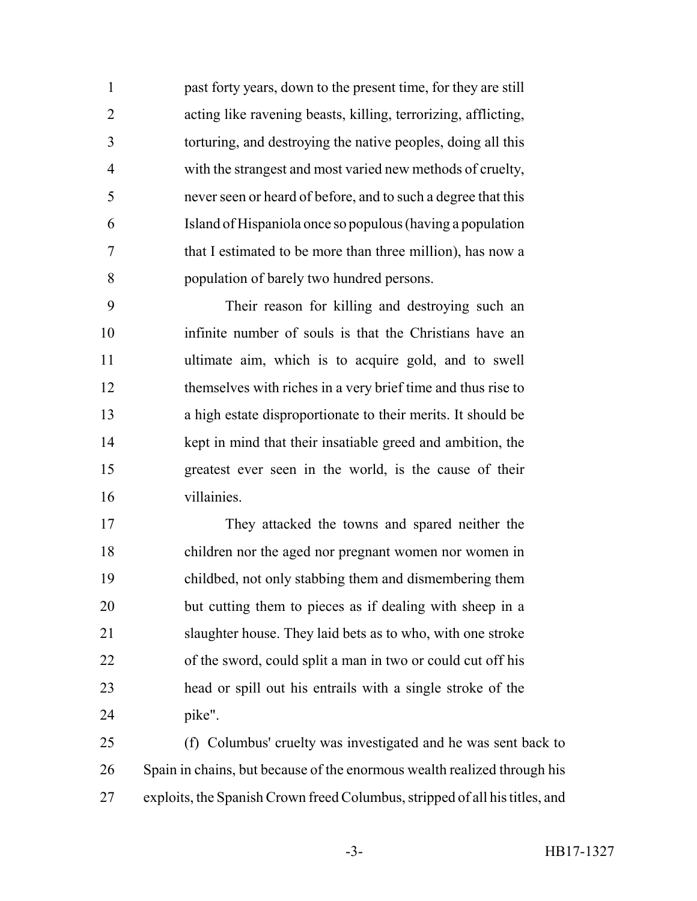past forty years, down to the present time, for they are still acting like ravening beasts, killing, terrorizing, afflicting, torturing, and destroying the native peoples, doing all this with the strangest and most varied new methods of cruelty, never seen or heard of before, and to such a degree that this Island of Hispaniola once so populous (having a population that I estimated to be more than three million), has now a population of barely two hundred persons.

Their reason for killing and destroying such an infinite number of souls is that the Christians have an ultimate aim, which is to acquire gold, and to swell themselves with riches in a very brief time and thus rise to a high estate disproportionate to their merits. It should be kept in mind that their insatiable greed and ambition, the greatest ever seen in the world, is the cause of their villainies.

They attacked the towns and spared neither the children nor the aged nor pregnant women nor women in childbed, not only stabbing them and dismembering them but cutting them to pieces as if dealing with sheep in a slaughter house. They laid bets as to who, with one stroke of the sword, could split a man in two or could cut off his head or spill out his entrails with a single stroke of the pike".

(f) Columbus' cruelty was investigated and he was sent back to Spain in chains, but because of the enormous wealth realized through his exploits, the Spanish Crown freed Columbus, stripped of all his titles, and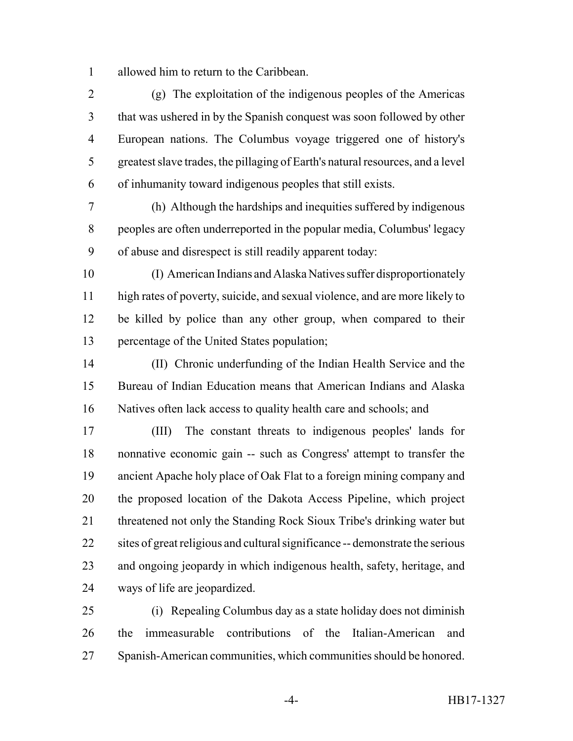allowed him to return to the Caribbean.

(g) The exploitation of the indigenous peoples of the Americas that was ushered in by the Spanish conquest was soon followed by other European nations. The Columbus voyage triggered one of history's greatest slave trades, the pillaging of Earth's natural resources, and a level of inhumanity toward indigenous peoples that still exists.

(h) Although the hardships and inequities suffered by indigenous peoples are often underreported in the popular media, Columbus' legacy of abuse and disrespect is still readily apparent today:

(I) American Indians and Alaska Natives suffer disproportionately high rates of poverty, suicide, and sexual violence, and are more likely to be killed by police than any other group, when compared to their percentage of the United States population;

(II) Chronic underfunding of the Indian Health Service and the Bureau of Indian Education means that American Indians and Alaska Natives often lack access to quality health care and schools; and

(III) The constant threats to indigenous peoples' lands for nonnative economic gain -- such as Congress' attempt to transfer the ancient Apache holy place of Oak Flat to a foreign mining company and the proposed location of the Dakota Access Pipeline, which project threatened not only the Standing Rock Sioux Tribe's drinking water but sites of great religious and cultural significance -- demonstrate the serious and ongoing jeopardy in which indigenous health, safety, heritage, and ways of life are jeopardized.

(i) Repealing Columbus day as a state holiday does not diminish the immeasurable contributions of the Italian-American and Spanish-American communities, which communities should be honored.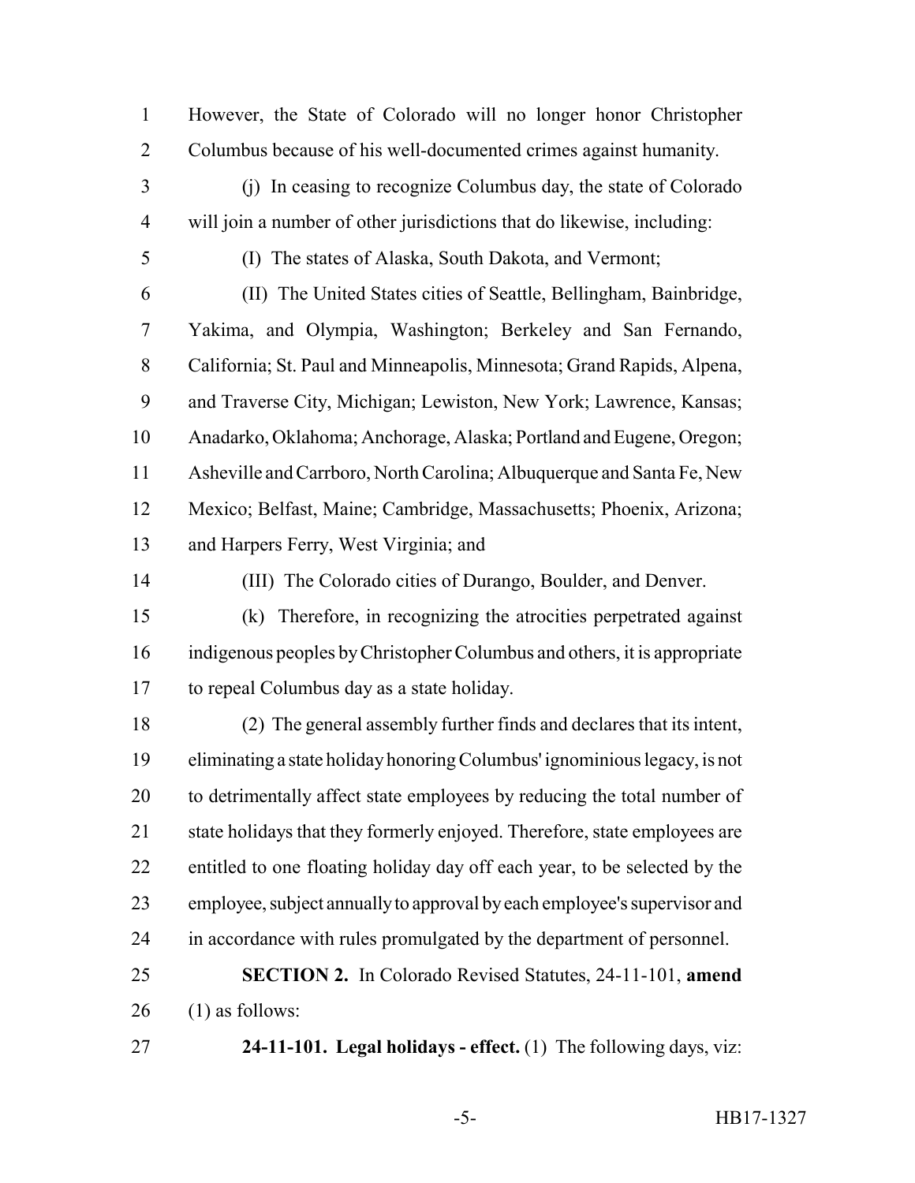However, the State of Colorado will no longer honor Christopher Columbus because of his well-documented crimes against humanity.

(j) In ceasing to recognize Columbus day, the state of Colorado will join a number of other jurisdictions that do likewise, including:

(I) The states of Alaska, South Dakota, and Vermont;

(II) The United States cities of Seattle, Bellingham, Bainbridge, Yakima, and Olympia, Washington; Berkeley and San Fernando, California; St. Paul and Minneapolis, Minnesota; Grand Rapids, Alpena, and Traverse City, Michigan; Lewiston, New York; Lawrence, Kansas; Anadarko, Oklahoma; Anchorage, Alaska; Portland and Eugene, Oregon; Asheville and Carrboro, North Carolina; Albuquerque and Santa Fe, New Mexico; Belfast, Maine; Cambridge, Massachusetts; Phoenix, Arizona; and Harpers Ferry, West Virginia; and

(III) The Colorado cities of Durango, Boulder, and Denver.

(k) Therefore, in recognizing the atrocities perpetrated against indigenous peoples by Christopher Columbus and others, it is appropriate to repeal Columbus day as a state holiday.

(2) The general assembly further finds and declares that its intent, eliminating a state holiday honoring Columbus' ignominious legacy, is not to detrimentally affect state employees by reducing the total number of state holidays that they formerly enjoyed. Therefore, state employees are entitled to one floating holiday day off each year, to be selected by the employee, subject annually to approval by each employee's supervisor and in accordance with rules promulgated by the department of personnel.

**SECTION 2.** In Colorado Revised Statutes, 24-11-101, **amend** (1) as follows:

**24-11-101. Legal holidays - effect.** (1) The following days, viz: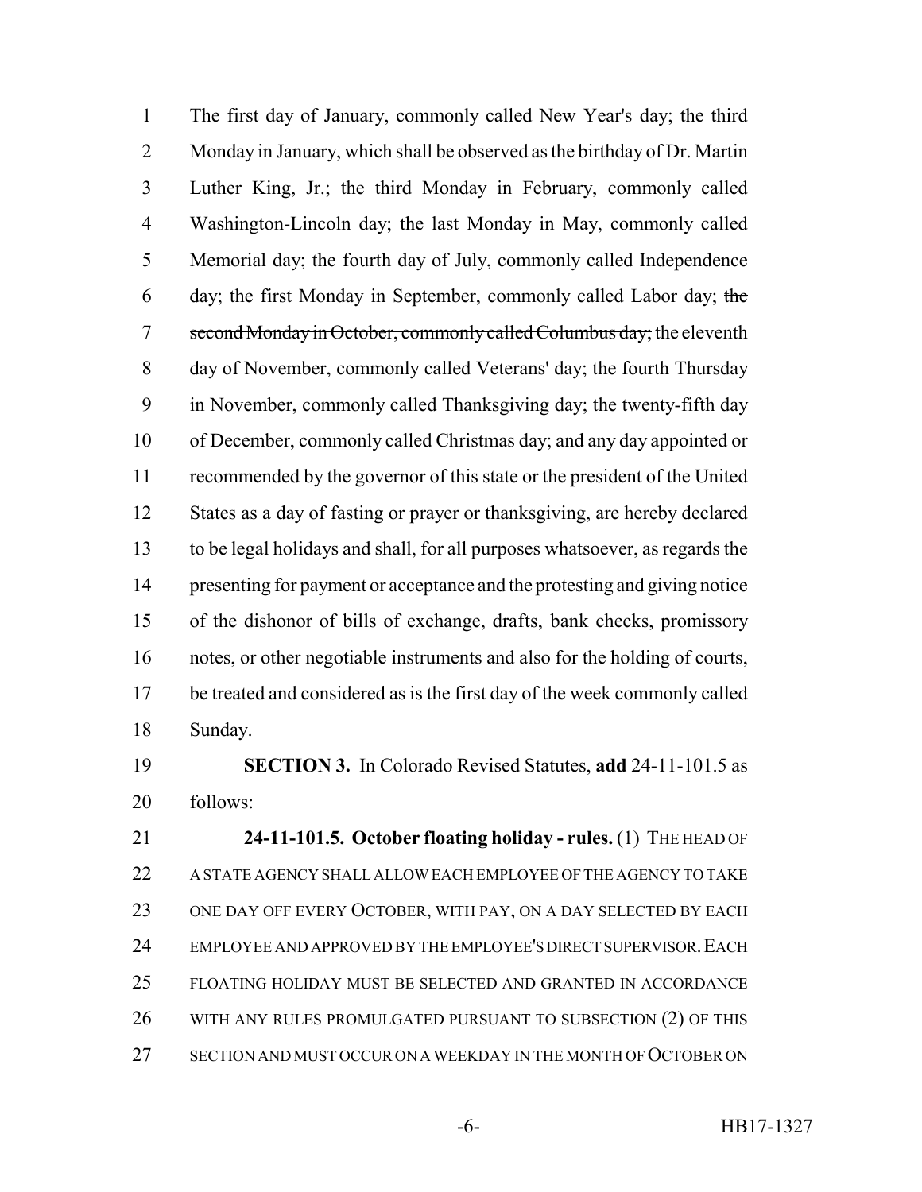The first day of January, commonly called New Year's day; the third Monday in January, which shall be observed as the birthday of Dr. Martin Luther King, Jr.; the third Monday in February, commonly called Washington-Lincoln day; the last Monday in May, commonly called Memorial day; the fourth day of July, commonly called Independence day; the first Monday in September, commonly called Labor day; ~~the second Monday in October, commonly called Columbus day;~~ the eleventh day of November, commonly called Veterans' day; the fourth Thursday in November, commonly called Thanksgiving day; the twenty-fifth day of December, commonly called Christmas day; and any day appointed or recommended by the governor of this state or the president of the United States as a day of fasting or prayer or thanksgiving, are hereby declared to be legal holidays and shall, for all purposes whatsoever, as regards the presenting for payment or acceptance and the protesting and giving notice of the dishonor of bills of exchange, drafts, bank checks, promissory notes, or other negotiable instruments and also for the holding of courts, be treated and considered as is the first day of the week commonly called Sunday.

**SECTION 3.** In Colorado Revised Statutes, **add** 24-11-101.5 as follows:

**24-11-101.5. October floating holiday - rules.** (1) THE HEAD OF A STATE AGENCY SHALL ALLOW EACH EMPLOYEE OF THE AGENCY TO TAKE ONE DAY OFF EVERY OCTOBER, WITH PAY, ON A DAY SELECTED BY EACH EMPLOYEE AND APPROVED BY THE EMPLOYEE'S DIRECT SUPERVISOR. EACH FLOATING HOLIDAY MUST BE SELECTED AND GRANTED IN ACCORDANCE WITH ANY RULES PROMULGATED PURSUANT TO SUBSECTION (2) OF THIS SECTION AND MUST OCCUR ON A WEEKDAY IN THE MONTH OF OCTOBER ON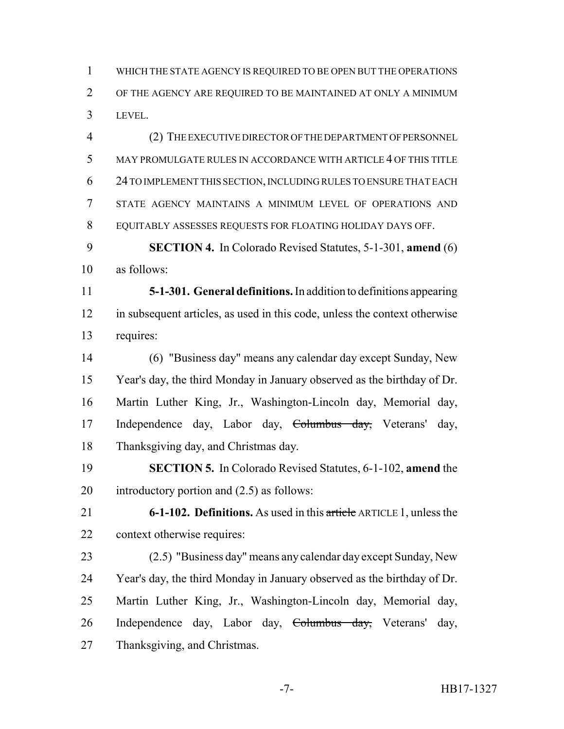WHICH THE STATE AGENCY IS REQUIRED TO BE OPEN BUT THE OPERATIONS OF THE AGENCY ARE REQUIRED TO BE MAINTAINED AT ONLY A MINIMUM LEVEL.

(2) THE EXECUTIVE DIRECTOR OF THE DEPARTMENT OF PERSONNEL MAY PROMULGATE RULES IN ACCORDANCE WITH ARTICLE 4 OF THIS TITLE 24 TO IMPLEMENT THIS SECTION, INCLUDING RULES TO ENSURE THAT EACH STATE AGENCY MAINTAINS A MINIMUM LEVEL OF OPERATIONS AND EQUITABLY ASSESSES REQUESTS FOR FLOATING HOLIDAY DAYS OFF.

**SECTION 4.** In Colorado Revised Statutes, 5-1-301, **amend** (6) as follows:

**5-1-301. General definitions.** In addition to definitions appearing in subsequent articles, as used in this code, unless the context otherwise requires:

(6) "Business day" means any calendar day except Sunday, New Year's day, the third Monday in January observed as the birthday of Dr. Martin Luther King, Jr., Washington-Lincoln day, Memorial day, Independence day, Labor day, ~~Columbus day,~~ Veterans' day, Thanksgiving day, and Christmas day.

**SECTION 5.** In Colorado Revised Statutes, 6-1-102, **amend** the introductory portion and (2.5) as follows:

**6-1-102. Definitions.** As used in this ~~article~~ ARTICLE 1, unless the context otherwise requires:

(2.5) "Business day" means any calendar day except Sunday, New Year's day, the third Monday in January observed as the birthday of Dr. Martin Luther King, Jr., Washington-Lincoln day, Memorial day, Independence day, Labor day, ~~Columbus day,~~ Veterans' day, Thanksgiving, and Christmas.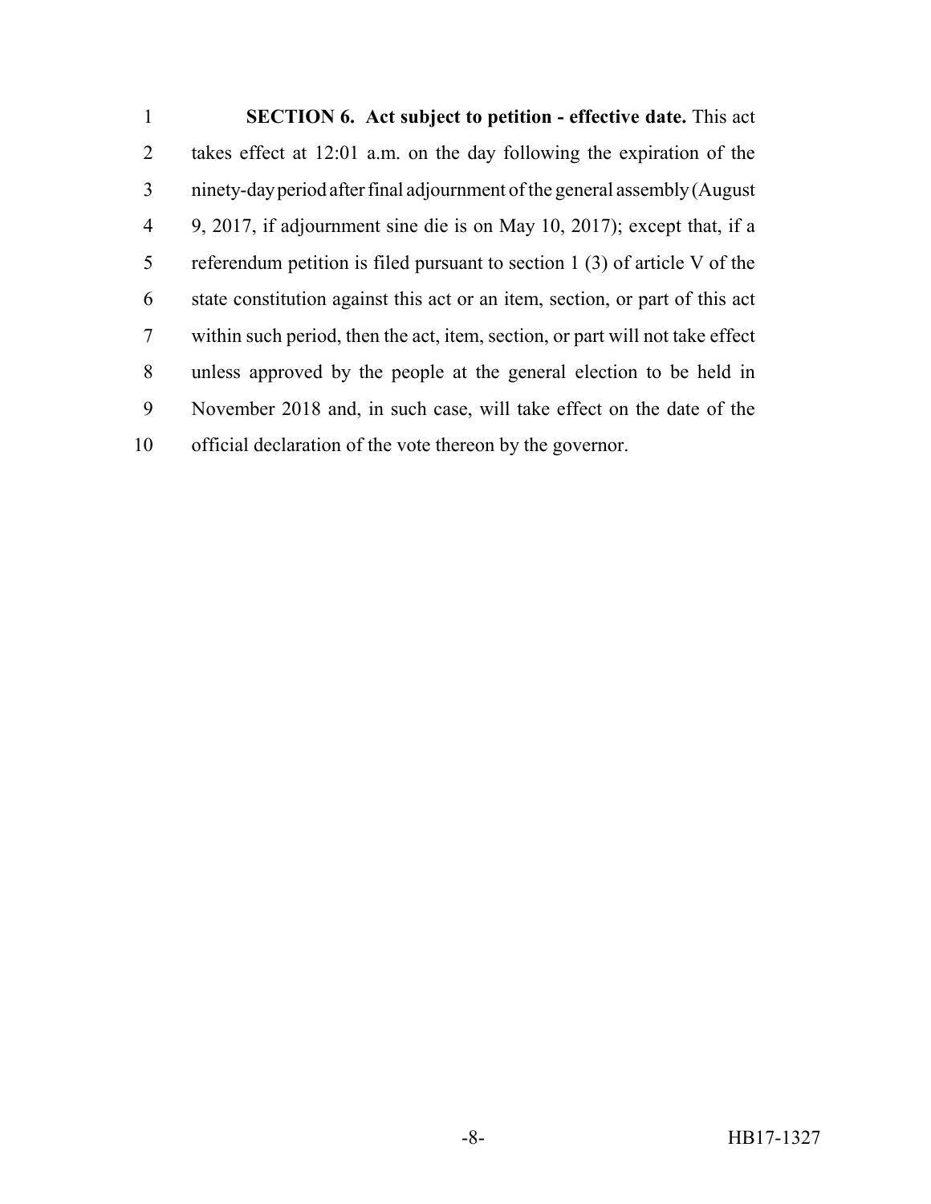**SECTION 6. Act subject to petition - effective date.** This act takes effect at 12:01 a.m. on the day following the expiration of the ninety-day period after final adjournment of the general assembly (August 9, 2017, if adjournment sine die is on May 10, 2017); except that, if a referendum petition is filed pursuant to section 1 (3) of article V of the state constitution against this act or an item, section, or part of this act within such period, then the act, item, section, or part will not take effect unless approved by the people at the general election to be held in November 2018 and, in such case, will take effect on the date of the official declaration of the vote thereon by the governor.